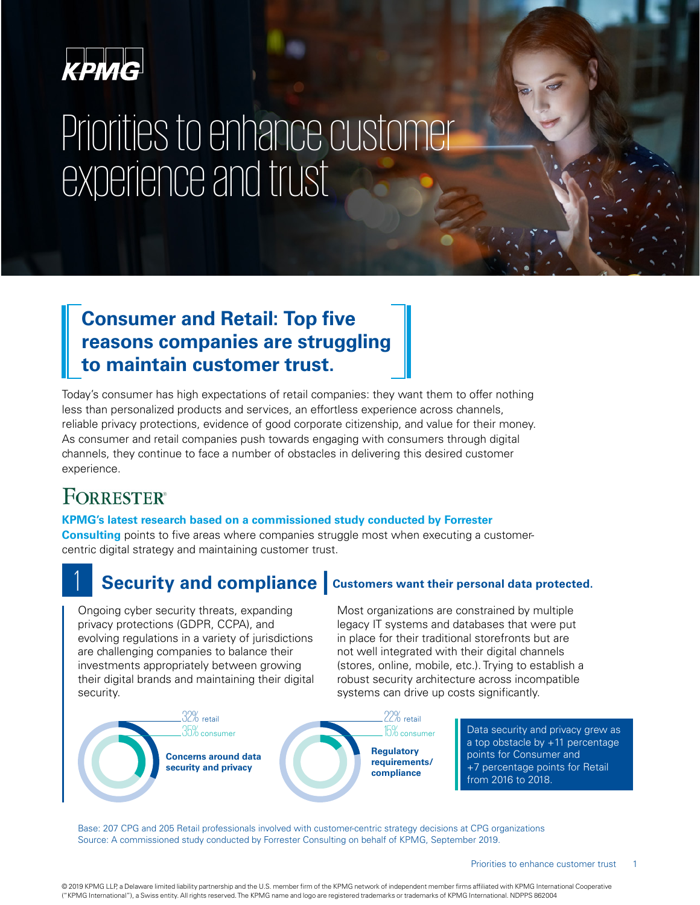KPMG

# Priorities to enhance customer experience and trust

## Consumer and Retail: Top five reasons companies are struggling to maintain customer trust.

Today's consumer has high expectations of retail companies: they want them to offer nothing less than personalized products and services, an effortless experience across channels, reliable privacy protections, evidence of good corporate citizenship, and value for their money. As consumer and retail companies push towards engaging with consumers through digital channels, they continue to face a number of obstacles in delivering this desired customer experience.

FORRESTER®

**KPMG's latest research based on a commissioned study conducted by Forrester Consulting** points to five areas where companies struggle most when executing a customer-centric digital strategy and maintaining customer trust.

## 1 Security and compliance

**Customers want their personal data protected.**

Ongoing cyber security threats, expanding privacy protections (GDPR, CCPA), and evolving regulations in a variety of jurisdictions are challenging companies to balance their investments appropriately between growing their digital brands and maintaining their digital security.

Most organizations are constrained by multiple legacy IT systems and databases that were put in place for their traditional storefronts but are not well integrated with their digital channels (stores, online, mobile, etc.). Trying to establish a robust security architecture across incompatible systems can drive up costs significantly.

**Concerns around data security and privacy**
- 32% retail
- 35% consumer

**Regulatory requirements/ compliance**
- 22% retail
- 15% consumer

Data security and privacy grew as a top obstacle by +11 percentage points for Consumer and +7 percentage points for Retail from 2016 to 2018.

Base: 207 CPG and 205 Retail professionals involved with customer-centric strategy decisions at CPG organizations
Source: A commissioned study conducted by Forrester Consulting on behalf of KPMG, September 2019.

© 2019 KPMG LLP, a Delaware limited liability partnership and the U.S. member firm of the KPMG network of independent member firms affiliated with KPMG International Cooperative ("KPMG International"), a Swiss entity. All rights reserved. The KPMG name and logo are registered trademarks or trademarks of KPMG International. NDPPS 862004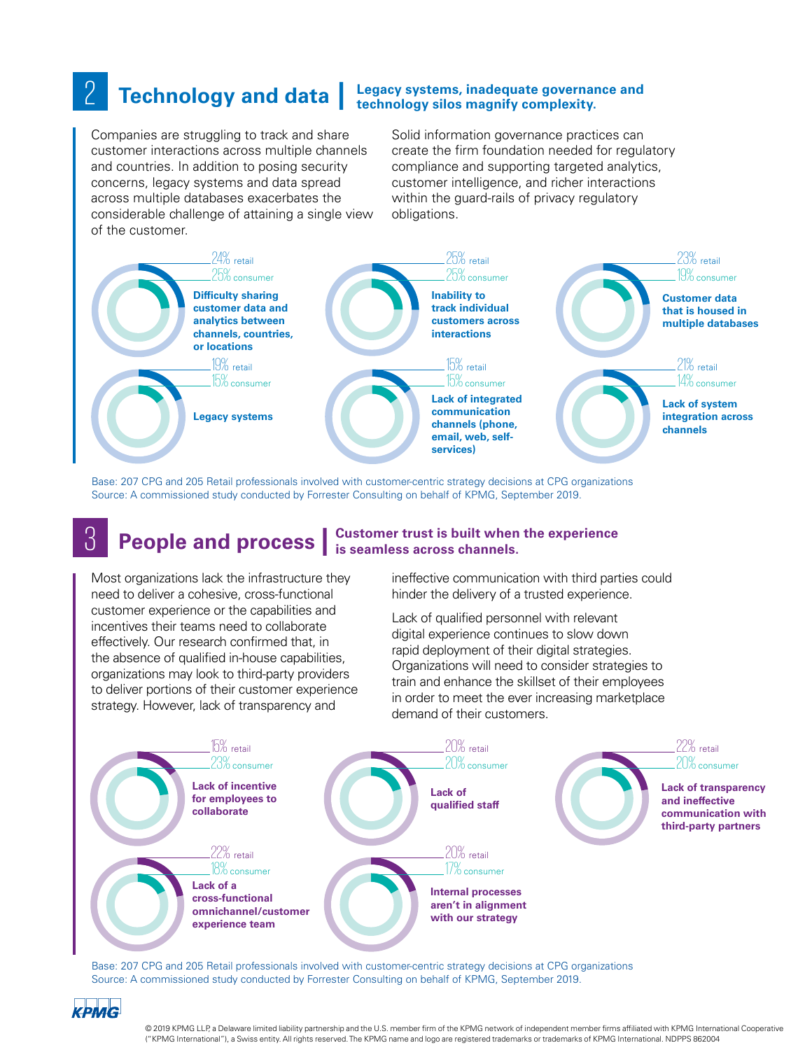## 2 Technology and data | Legacy systems, inadequate governance and technology silos magnify complexity.

Companies are struggling to track and share customer interactions across multiple channels and countries. In addition to posing security concerns, legacy systems and data spread across multiple databases exacerbates the considerable challenge of attaining a single view of the customer.

Solid information governance practices can create the firm foundation needed for regulatory compliance and supporting targeted analytics, customer intelligence, and richer interactions within the guard-rails of privacy regulatory obligations.

| Challenge | Retail | Consumer |
|---|---|---|
| Difficulty sharing customer data and analytics between channels, countries, or locations | 24% | 25% |
| Inability to track individual customers across interactions | 25% | 25% |
| Customer data that is housed in multiple databases | 23% | 19% |
| Legacy systems | 19% | 15% |
| Lack of integrated communication channels (phone, email, web, self-services) | 15% | 15% |
| Lack of system integration across channels | 21% | 14% |

Base: 207 CPG and 205 Retail professionals involved with customer-centric strategy decisions at CPG organizations
Source: A commissioned study conducted by Forrester Consulting on behalf of KPMG, September 2019.

## 3 People and process | Customer trust is built when the experience is seamless across channels.

Most organizations lack the infrastructure they need to deliver a cohesive, cross-functional customer experience or the capabilities and incentives their teams need to collaborate effectively. Our research confirmed that, in the absence of qualified in-house capabilities, organizations may look to third-party providers to deliver portions of their customer experience strategy. However, lack of transparency and ineffective communication with third parties could hinder the delivery of a trusted experience.

Lack of qualified personnel with relevant digital experience continues to slow down rapid deployment of their digital strategies. Organizations will need to consider strategies to train and enhance the skillset of their employees in order to meet the ever increasing marketplace demand of their customers.

| Challenge | Retail | Consumer |
|---|---|---|
| Lack of incentive for employees to collaborate | 15% | 23% |
| Lack of qualified staff | 20% | 20% |
| Lack of transparency and ineffective communication with third-party partners | 22% | 20% |
| Lack of a cross-functional omnichannel/customer experience team | 22% | 18% |
| Internal processes aren't in alignment with our strategy | 20% | 17% |

Base: 207 CPG and 205 Retail professionals involved with customer-centric strategy decisions at CPG organizations
Source: A commissioned study conducted by Forrester Consulting on behalf of KPMG, September 2019.

© 2019 KPMG LLP, a Delaware limited liability partnership and the U.S. member firm of the KPMG network of independent member firms affiliated with KPMG International Cooperative ("KPMG International"), a Swiss entity. All rights reserved. The KPMG name and logo are registered trademarks or trademarks of KPMG International. NDPPS 862004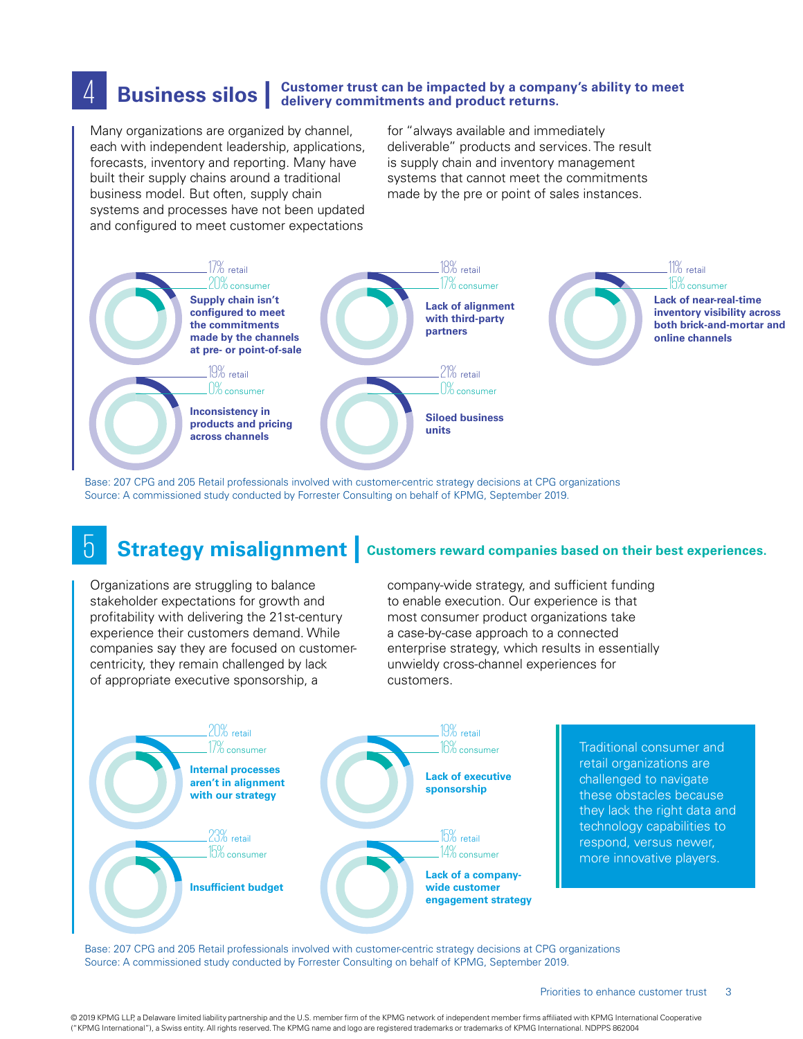## 4 Business silos

**Customer trust can be impacted by a company's ability to meet delivery commitments and product returns.**

Many organizations are organized by channel, each with independent leadership, applications, forecasts, inventory and reporting. Many have built their supply chains around a traditional business model. But often, supply chain systems and processes have not been updated and configured to meet customer expectations for "always available and immediately deliverable" products and services. The result is supply chain and inventory management systems that cannot meet the commitments made by the pre or point of sales instances.

- **Supply chain isn't configured to meet the commitments made by the channels at pre- or point-of-sale** — 17% retail, 20% consumer
- **Lack of alignment with third-party partners** — 18% retail, 17% consumer
- **Lack of near-real-time inventory visibility across both brick-and-mortar and online channels** — 11% retail, 15% consumer
- **Inconsistency in products and pricing across channels** — 19% retail, 0% consumer
- **Siloed business units** — 21% retail, 0% consumer

Base: 207 CPG and 205 Retail professionals involved with customer-centric strategy decisions at CPG organizations
Source: A commissioned study conducted by Forrester Consulting on behalf of KPMG, September 2019.

## 5 Strategy misalignment

**Customers reward companies based on their best experiences.**

Organizations are struggling to balance stakeholder expectations for growth and profitability with delivering the 21st-century experience their customers demand. While companies say they are focused on customer-centricity, they remain challenged by lack of appropriate executive sponsorship, a company-wide strategy, and sufficient funding to enable execution. Our experience is that most consumer product organizations take a case-by-case approach to a connected enterprise strategy, which results in essentially unwieldy cross-channel experiences for customers.

- **Internal processes aren't in alignment with our strategy** — 20% retail, 17% consumer
- **Lack of executive sponsorship** — 19% retail, 16% consumer
- **Insufficient budget** — 23% retail, 15% consumer
- **Lack of a company-wide customer engagement strategy** — 15% retail, 14% consumer

Traditional consumer and retail organizations are challenged to navigate these obstacles because they lack the right data and technology capabilities to respond, versus newer, more innovative players.

Base: 207 CPG and 205 Retail professionals involved with customer-centric strategy decisions at CPG organizations
Source: A commissioned study conducted by Forrester Consulting on behalf of KPMG, September 2019.

© 2019 KPMG LLP, a Delaware limited liability partnership and the U.S. member firm of the KPMG network of independent member firms affiliated with KPMG International Cooperative ("KPMG International"), a Swiss entity. All rights reserved. The KPMG name and logo are registered trademarks or trademarks of KPMG International. NDPPS 862004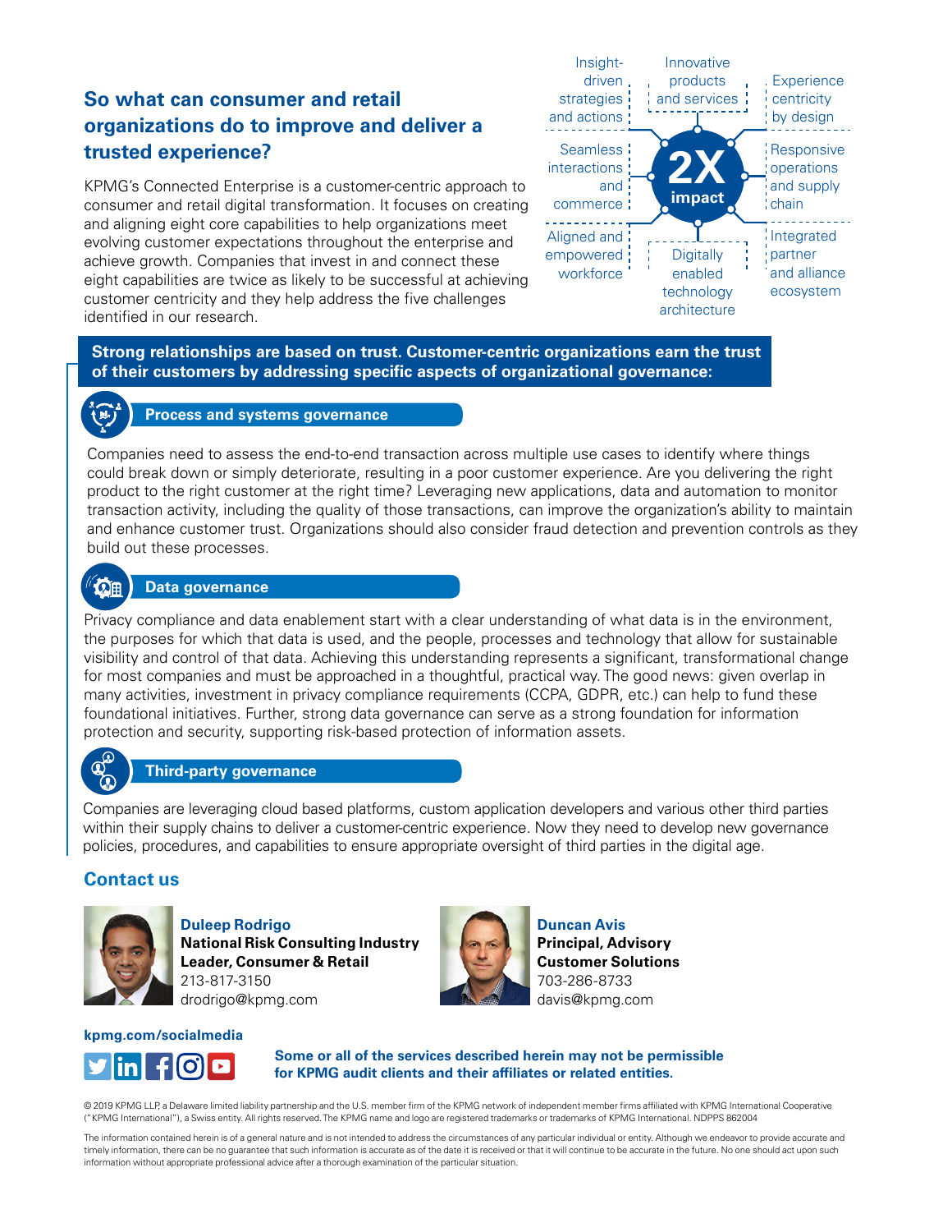## So what can consumer and retail organizations do to improve and deliver a trusted experience?

KPMG's Connected Enterprise is a customer-centric approach to consumer and retail digital transformation. It focuses on creating and aligning eight core capabilities to help organizations meet evolving customer expectations throughout the enterprise and achieve growth. Companies that invest in and connect these eight capabilities are twice as likely to be successful at achieving customer centricity and they help address the five challenges identified in our research.

Insight-driven strategies and actions

Innovative products and services

Experience centricity by design

Seamless interactions and commerce

2X impact

Responsive operations and supply chain

Aligned and empowered workforce

Digitally enabled technology architecture

Integrated partner and alliance ecosystem

**Strong relationships are based on trust. Customer-centric organizations earn the trust of their customers by addressing specific aspects of organizational governance:**

### Process and systems governance

Companies need to assess the end-to-end transaction across multiple use cases to identify where things could break down or simply deteriorate, resulting in a poor customer experience. Are you delivering the right product to the right customer at the right time? Leveraging new applications, data and automation to monitor transaction activity, including the quality of those transactions, can improve the organization's ability to maintain and enhance customer trust. Organizations should also consider fraud detection and prevention controls as they build out these processes.

### Data governance

Privacy compliance and data enablement start with a clear understanding of what data is in the environment, the purposes for which that data is used, and the people, processes and technology that allow for sustainable visibility and control of that data. Achieving this understanding represents a significant, transformational change for most companies and must be approached in a thoughtful, practical way. The good news: given overlap in many activities, investment in privacy compliance requirements (CCPA, GDPR, etc.) can help to fund these foundational initiatives. Further, strong data governance can serve as a strong foundation for information protection and security, supporting risk-based protection of information assets.

### Third-party governance

Companies are leveraging cloud based platforms, custom application developers and various other third parties within their supply chains to deliver a customer-centric experience. Now they need to develop new governance policies, procedures, and capabilities to ensure appropriate oversight of third parties in the digital age.

## Contact us

**Duleep Rodrigo**
**National Risk Consulting Industry Leader, Consumer & Retail**
213-817-3150
drodrigo@kpmg.com

**Duncan Avis**
**Principal, Advisory Customer Solutions**
703-286-8733
davis@kpmg.com

**kpmg.com/socialmedia**

**Some or all of the services described herein may not be permissible for KPMG audit clients and their affiliates or related entities.**

© 2019 KPMG LLP, a Delaware limited liability partnership and the U.S. member firm of the KPMG network of independent member firms affiliated with KPMG International Cooperative ("KPMG International"), a Swiss entity. All rights reserved. The KPMG name and logo are registered trademarks or trademarks of KPMG International. NDPPS 862004

The information contained herein is of a general nature and is not intended to address the circumstances of any particular individual or entity. Although we endeavor to provide accurate and timely information, there can be no guarantee that such information is accurate as of the date it is received or that it will continue to be accurate in the future. No one should act upon such information without appropriate professional advice after a thorough examination of the particular situation.